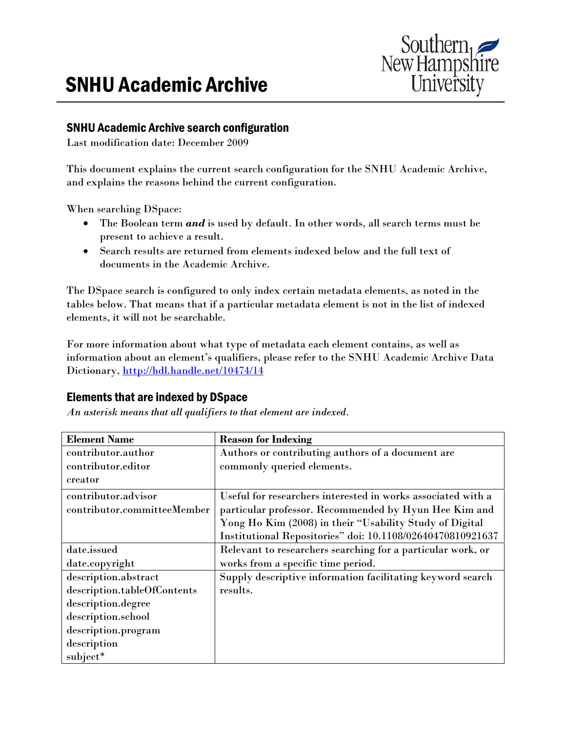# SNHU Academic Archive

## SNHU Academic Archive search configuration

Last modification date: December 2009

This document explains the current search configuration for the SNHU Academic Archive, and explains the reasons behind the current configuration.

When searching DSpace:

- The Boolean term ***and*** is used by default. In other words, all search terms must be present to achieve a result.
- Search results are returned from elements indexed below and the full text of documents in the Academic Archive.

The DSpace search is configured to only index certain metadata elements, as noted in the tables below. That means that if a particular metadata element is not in the list of indexed elements, it will not be searchable.

For more information about what type of metadata each element contains, as well as information about an element's qualifiers, please refer to the SNHU Academic Archive Data Dictionary, http://hdl.handle.net/10474/14

## Elements that are indexed by DSpace

*An asterisk means that all qualifiers to that element are indexed.*

| Element Name | Reason for Indexing |
|---|---|
| contributor.author<br>contributor.editor<br>creator | Authors or contributing authors of a document are commonly queried elements. |
| contributor.advisor<br>contributor.committeeMember | Useful for researchers interested in works associated with a particular professor. Recommended by Hyun Hee Kim and Yong Ho Kim (2008) in their "Usability Study of Digital Institutional Repositories" doi: 10.1108/02640470810921637 |
| date.issued<br>date.copyright | Relevant to researchers searching for a particular work, or works from a specific time period. |
| description.abstract<br>description.tableOfContents<br>description.degree<br>description.school<br>description.program<br>description<br>subject* | Supply descriptive information facilitating keyword search results. |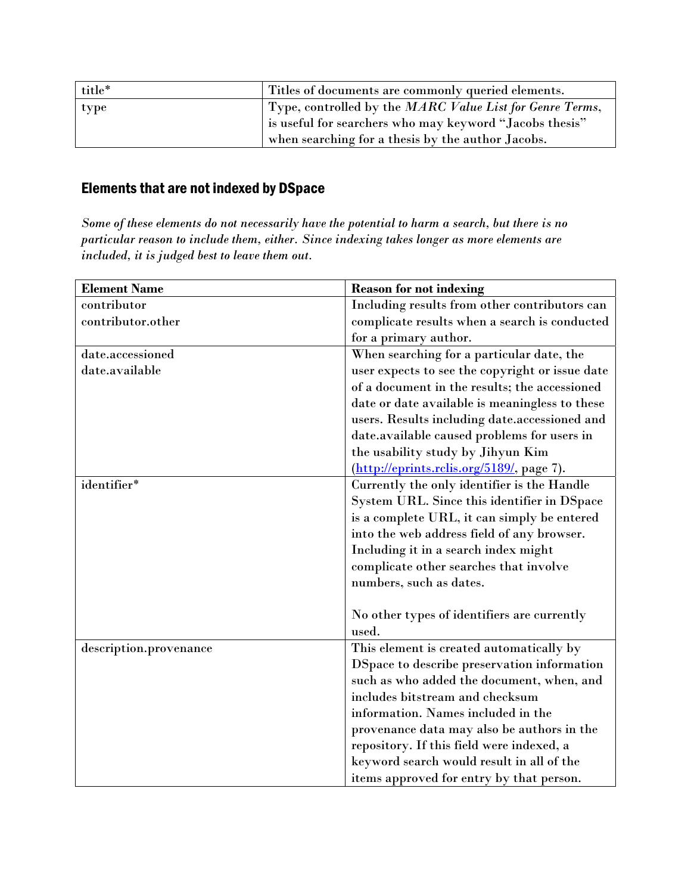| title* | Titles of documents are commonly queried elements. |
|---|---|
| type | Type, controlled by the *MARC Value List for Genre Terms*, is useful for searchers who may keyword "Jacobs thesis" when searching for a thesis by the author Jacobs. |

## Elements that are not indexed by DSpace

*Some of these elements do not necessarily have the potential to harm a search, but there is no particular reason to include them, either. Since indexing takes longer as more elements are included, it is judged best to leave them out.*

| **Element Name** | **Reason for not indexing** |
|---|---|
| contributor<br>contributor.other | Including results from other contributors can complicate results when a search is conducted for a primary author. |
| date.accessioned<br>date.available | When searching for a particular date, the user expects to see the copyright or issue date of a document in the results; the accessioned date or date available is meaningless to these users. Results including date.accessioned and date.available caused problems for users in the usability study by Jihyun Kim (http://eprints.rclis.org/5189/, page 7). |
| identifier* | Currently the only identifier is the Handle System URL. Since this identifier in DSpace is a complete URL, it can simply be entered into the web address field of any browser. Including it in a search index might complicate other searches that involve numbers, such as dates.<br><br>No other types of identifiers are currently used. |
| description.provenance | This element is created automatically by DSpace to describe preservation information such as who added the document, when, and includes bitstream and checksum information. Names included in the provenance data may also be authors in the repository. If this field were indexed, a keyword search would result in all of the items approved for entry by that person. |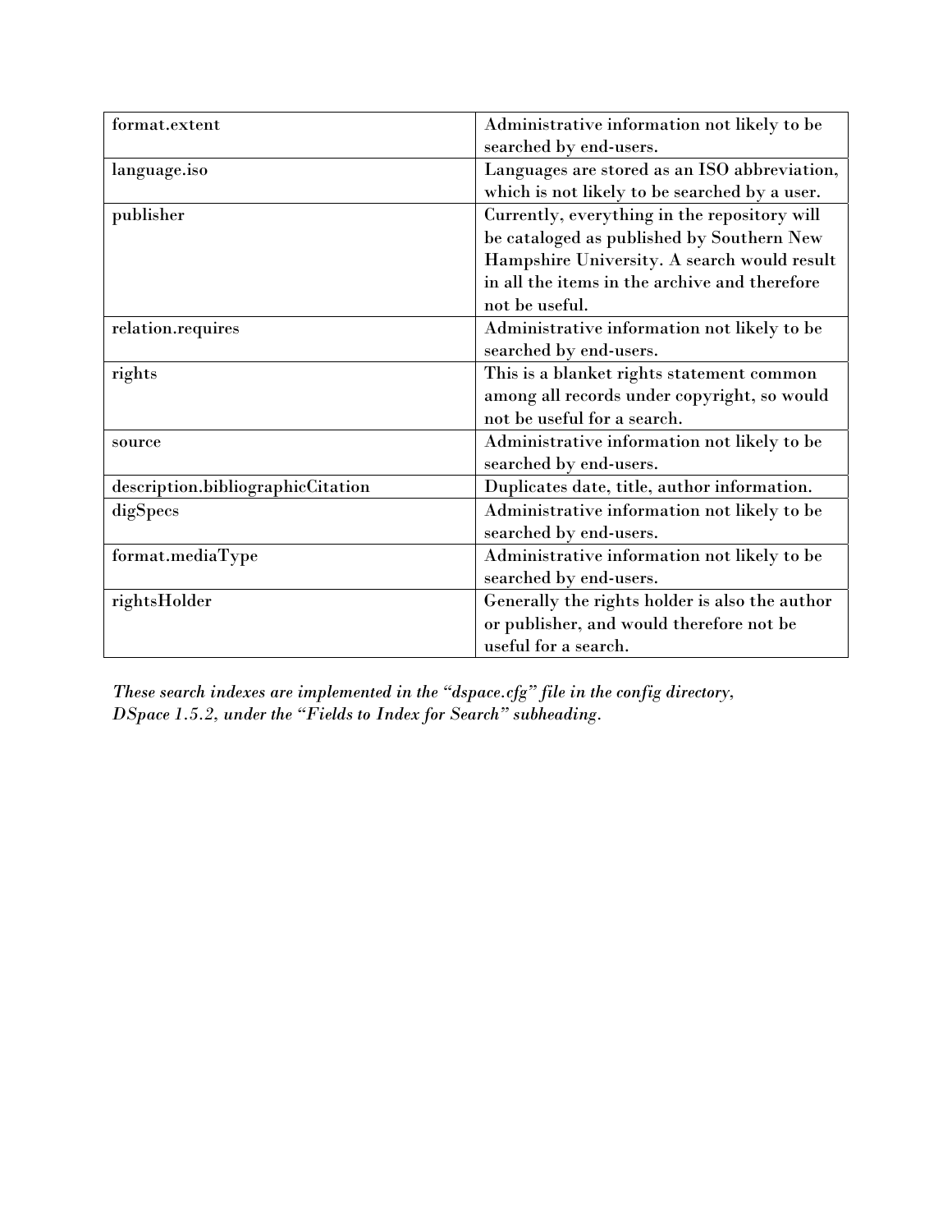| | |
|---|---|
| format.extent | Administrative information not likely to be searched by end-users. |
| language.iso | Languages are stored as an ISO abbreviation, which is not likely to be searched by a user. |
| publisher | Currently, everything in the repository will be cataloged as published by Southern New Hampshire University. A search would result in all the items in the archive and therefore not be useful. |
| relation.requires | Administrative information not likely to be searched by end-users. |
| rights | This is a blanket rights statement common among all records under copyright, so would not be useful for a search. |
| source | Administrative information not likely to be searched by end-users. |
| description.bibliographicCitation | Duplicates date, title, author information. |
| digSpecs | Administrative information not likely to be searched by end-users. |
| format.mediaType | Administrative information not likely to be searched by end-users. |
| rightsHolder | Generally the rights holder is also the author or publisher, and would therefore not be useful for a search. |

*These search indexes are implemented in the "dspace.cfg" file in the config directory, DSpace 1.5.2, under the "Fields to Index for Search" subheading.*